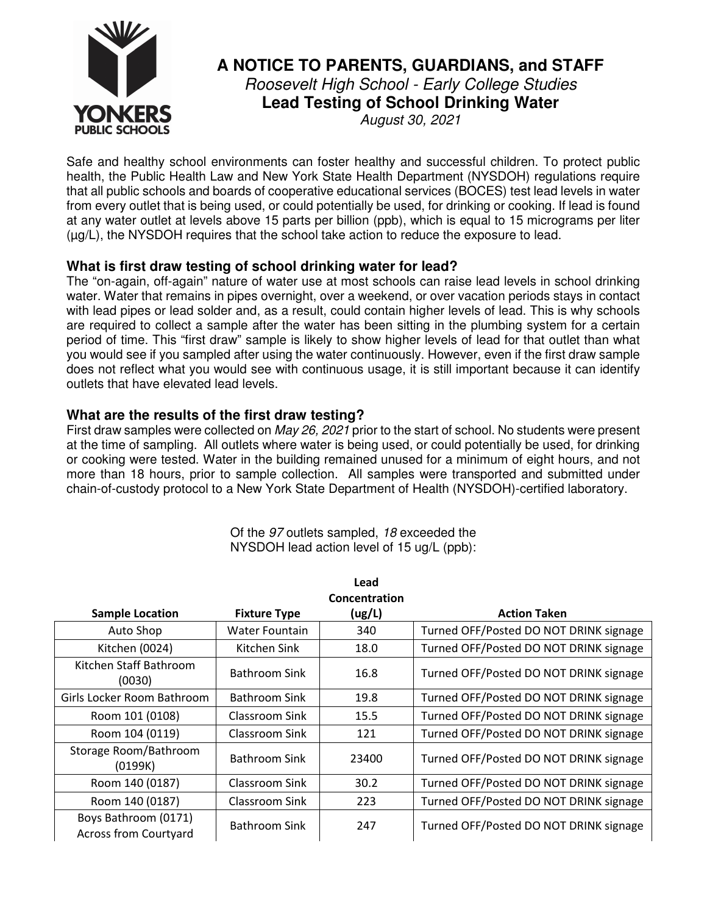# A NOTICE TO PARENTS, GUARDIANS, and STAFF

*Roosevelt High School - Early College Studies*

**Lead Testing of School Drinking Water**

*August 30, 2021*

Safe and healthy school environments can foster healthy and successful children. To protect public health, the Public Health Law and New York State Health Department (NYSDOH) regulations require that all public schools and boards of cooperative educational services (BOCES) test lead levels in water from every outlet that is being used, or could potentially be used, for drinking or cooking. If lead is found at any water outlet at levels above 15 parts per billion (ppb), which is equal to 15 micrograms per liter (µg/L), the NYSDOH requires that the school take action to reduce the exposure to lead.

## What is first draw testing of school drinking water for lead?

The "on-again, off-again" nature of water use at most schools can raise lead levels in school drinking water. Water that remains in pipes overnight, over a weekend, or over vacation periods stays in contact with lead pipes or lead solder and, as a result, could contain higher levels of lead. This is why schools are required to collect a sample after the water has been sitting in the plumbing system for a certain period of time. This "first draw" sample is likely to show higher levels of lead for that outlet than what you would see if you sampled after using the water continuously. However, even if the first draw sample does not reflect what you would see with continuous usage, it is still important because it can identify outlets that have elevated lead levels.

## What are the results of the first draw testing?

First draw samples were collected on *May 26, 2021* prior to the start of school. No students were present at the time of sampling. All outlets where water is being used, or could potentially be used, for drinking or cooking were tested. Water in the building remained unused for a minimum of eight hours, and not more than 18 hours, prior to sample collection. All samples were transported and submitted under chain-of-custody protocol to a New York State Department of Health (NYSDOH)-certified laboratory.

Of the *97* outlets sampled, *18* exceeded the NYSDOH lead action level of 15 ug/L (ppb):

| Sample Location | Fixture Type | Lead Concentration (ug/L) | Action Taken |
|---|---|---|---|
| Auto Shop | Water Fountain | 340 | Turned OFF/Posted DO NOT DRINK signage |
| Kitchen (0024) | Kitchen Sink | 18.0 | Turned OFF/Posted DO NOT DRINK signage |
| Kitchen Staff Bathroom (0030) | Bathroom Sink | 16.8 | Turned OFF/Posted DO NOT DRINK signage |
| Girls Locker Room Bathroom | Bathroom Sink | 19.8 | Turned OFF/Posted DO NOT DRINK signage |
| Room 101 (0108) | Classroom Sink | 15.5 | Turned OFF/Posted DO NOT DRINK signage |
| Room 104 (0119) | Classroom Sink | 121 | Turned OFF/Posted DO NOT DRINK signage |
| Storage Room/Bathroom (0199K) | Bathroom Sink | 23400 | Turned OFF/Posted DO NOT DRINK signage |
| Room 140 (0187) | Classroom Sink | 30.2 | Turned OFF/Posted DO NOT DRINK signage |
| Room 140 (0187) | Classroom Sink | 223 | Turned OFF/Posted DO NOT DRINK signage |
| Boys Bathroom (0171) Across from Courtyard | Bathroom Sink | 247 | Turned OFF/Posted DO NOT DRINK signage |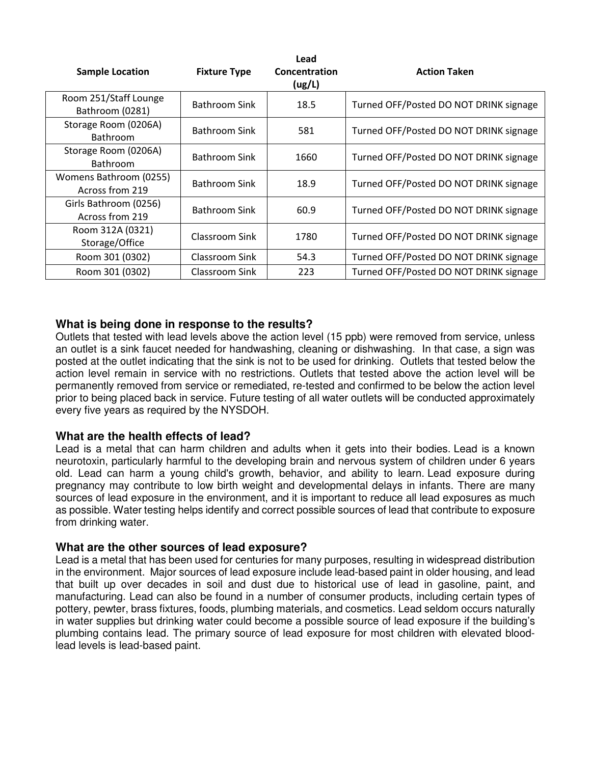| Sample Location | Fixture Type | Lead Concentration (ug/L) | Action Taken |
|---|---|---|---|
| Room 251/Staff Lounge Bathroom (0281) | Bathroom Sink | 18.5 | Turned OFF/Posted DO NOT DRINK signage |
| Storage Room (0206A) Bathroom | Bathroom Sink | 581 | Turned OFF/Posted DO NOT DRINK signage |
| Storage Room (0206A) Bathroom | Bathroom Sink | 1660 | Turned OFF/Posted DO NOT DRINK signage |
| Womens Bathroom (0255) Across from 219 | Bathroom Sink | 18.9 | Turned OFF/Posted DO NOT DRINK signage |
| Girls Bathroom (0256) Across from 219 | Bathroom Sink | 60.9 | Turned OFF/Posted DO NOT DRINK signage |
| Room 312A (0321) Storage/Office | Classroom Sink | 1780 | Turned OFF/Posted DO NOT DRINK signage |
| Room 301 (0302) | Classroom Sink | 54.3 | Turned OFF/Posted DO NOT DRINK signage |
| Room 301 (0302) | Classroom Sink | 223 | Turned OFF/Posted DO NOT DRINK signage |

### What is being done in response to the results?

Outlets that tested with lead levels above the action level (15 ppb) were removed from service, unless an outlet is a sink faucet needed for handwashing, cleaning or dishwashing. In that case, a sign was posted at the outlet indicating that the sink is not to be used for drinking. Outlets that tested below the action level remain in service with no restrictions. Outlets that tested above the action level will be permanently removed from service or remediated, re-tested and confirmed to be below the action level prior to being placed back in service. Future testing of all water outlets will be conducted approximately every five years as required by the NYSDOH.

### What are the health effects of lead?

Lead is a metal that can harm children and adults when it gets into their bodies. Lead is a known neurotoxin, particularly harmful to the developing brain and nervous system of children under 6 years old. Lead can harm a young child's growth, behavior, and ability to learn. Lead exposure during pregnancy may contribute to low birth weight and developmental delays in infants. There are many sources of lead exposure in the environment, and it is important to reduce all lead exposures as much as possible. Water testing helps identify and correct possible sources of lead that contribute to exposure from drinking water.

### What are the other sources of lead exposure?

Lead is a metal that has been used for centuries for many purposes, resulting in widespread distribution in the environment. Major sources of lead exposure include lead-based paint in older housing, and lead that built up over decades in soil and dust due to historical use of lead in gasoline, paint, and manufacturing. Lead can also be found in a number of consumer products, including certain types of pottery, pewter, brass fixtures, foods, plumbing materials, and cosmetics. Lead seldom occurs naturally in water supplies but drinking water could become a possible source of lead exposure if the building's plumbing contains lead. The primary source of lead exposure for most children with elevated blood-lead levels is lead-based paint.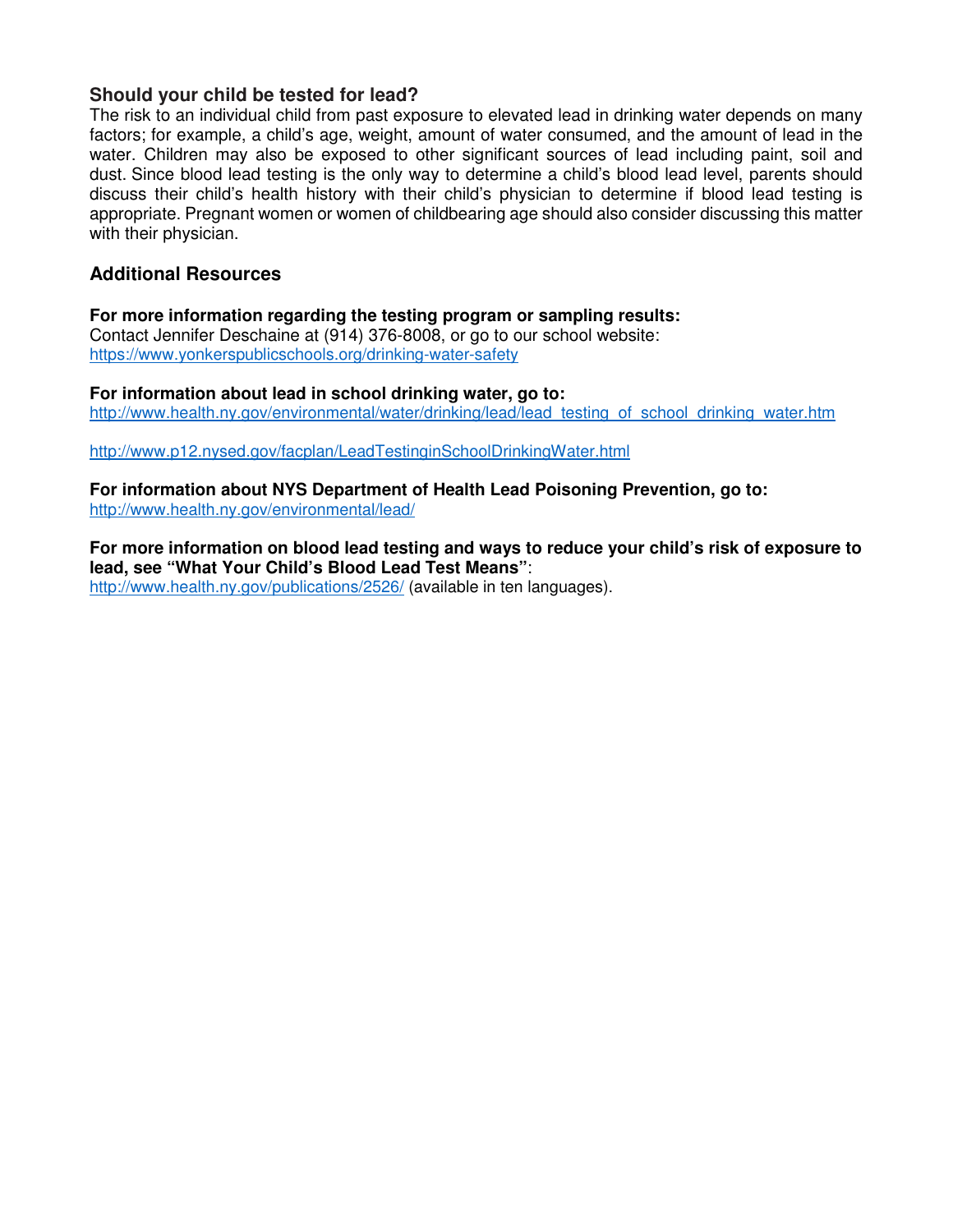## Should your child be tested for lead?

The risk to an individual child from past exposure to elevated lead in drinking water depends on many factors; for example, a child's age, weight, amount of water consumed, and the amount of lead in the water. Children may also be exposed to other significant sources of lead including paint, soil and dust. Since blood lead testing is the only way to determine a child's blood lead level, parents should discuss their child's health history with their child's physician to determine if blood lead testing is appropriate. Pregnant women or women of childbearing age should also consider discussing this matter with their physician.

## Additional Resources

**For more information regarding the testing program or sampling results:**
Contact Jennifer Deschaine at (914) 376-8008, or go to our school website:
https://www.yonkerspublicschools.org/drinking-water-safety

**For information about lead in school drinking water, go to:**
http://www.health.ny.gov/environmental/water/drinking/lead/lead_testing_of_school_drinking_water.htm

http://www.p12.nysed.gov/facplan/LeadTestinginSchoolDrinkingWater.html

**For information about NYS Department of Health Lead Poisoning Prevention, go to:**
http://www.health.ny.gov/environmental/lead/

**For more information on blood lead testing and ways to reduce your child's risk of exposure to lead, see "What Your Child's Blood Lead Test Means"**:
http://www.health.ny.gov/publications/2526/ (available in ten languages).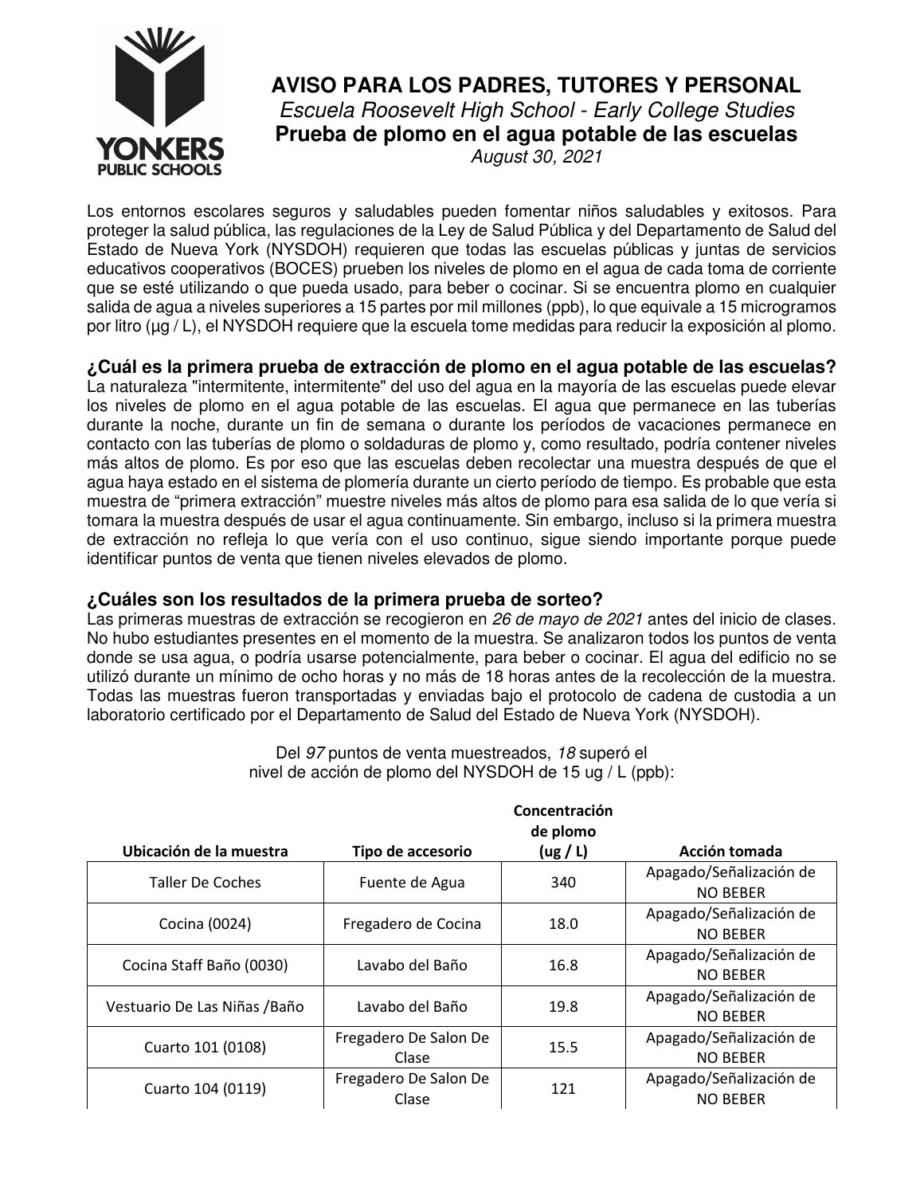# AVISO PARA LOS PADRES, TUTORES Y PERSONAL

*Escuela Roosevelt High School - Early College Studies*

**Prueba de plomo en el agua potable de las escuelas**

*August 30, 2021*

Los entornos escolares seguros y saludables pueden fomentar niños saludables y exitosos. Para proteger la salud pública, las regulaciones de la Ley de Salud Pública y del Departamento de Salud del Estado de Nueva York (NYSDOH) requieren que todas las escuelas públicas y juntas de servicios educativos cooperativos (BOCES) prueben los niveles de plomo en el agua de cada toma de corriente que se esté utilizando o que pueda usado, para beber o cocinar. Si se encuentra plomo en cualquier salida de agua a niveles superiores a 15 partes por mil millones (ppb), lo que equivale a 15 microgramos por litro (µg / L), el NYSDOH requiere que la escuela tome medidas para reducir la exposición al plomo.

## ¿Cuál es la primera prueba de extracción de plomo en el agua potable de las escuelas?

La naturaleza "intermitente, intermitente" del uso del agua en la mayoría de las escuelas puede elevar los niveles de plomo en el agua potable de las escuelas. El agua que permanece en las tuberías durante la noche, durante un fin de semana o durante los períodos de vacaciones permanece en contacto con las tuberías de plomo o soldaduras de plomo y, como resultado, podría contener niveles más altos de plomo. Es por eso que las escuelas deben recolectar una muestra después de que el agua haya estado en el sistema de plomería durante un cierto período de tiempo. Es probable que esta muestra de "primera extracción" muestre niveles más altos de plomo para esa salida de lo que vería si tomara la muestra después de usar el agua continuamente. Sin embargo, incluso si la primera muestra de extracción no refleja lo que vería con el uso continuo, sigue siendo importante porque puede identificar puntos de venta que tienen niveles elevados de plomo.

## ¿Cuáles son los resultados de la primera prueba de sorteo?

Las primeras muestras de extracción se recogieron en *26 de mayo de 2021* antes del inicio de clases. No hubo estudiantes presentes en el momento de la muestra. Se analizaron todos los puntos de venta donde se usa agua, o podría usarse potencialmente, para beber o cocinar. El agua del edificio no se utilizó durante un mínimo de ocho horas y no más de 18 horas antes de la recolección de la muestra. Todas las muestras fueron transportadas y enviadas bajo el protocolo de cadena de custodia a un laboratorio certificado por el Departamento de Salud del Estado de Nueva York (NYSDOH).

Del *97* puntos de venta muestreados, *18* superó el nivel de acción de plomo del NYSDOH de 15 ug / L (ppb):

| Ubicación de la muestra | Tipo de accesorio | Concentración de plomo (ug / L) | Acción tomada |
|---|---|---|---|
| Taller De Coches | Fuente de Agua | 340 | Apagado/Señalización de NO BEBER |
| Cocina (0024) | Fregadero de Cocina | 18.0 | Apagado/Señalización de NO BEBER |
| Cocina Staff Baño (0030) | Lavabo del Baño | 16.8 | Apagado/Señalización de NO BEBER |
| Vestuario De Las Niñas /Baño | Lavabo del Baño | 19.8 | Apagado/Señalización de NO BEBER |
| Cuarto 101 (0108) | Fregadero De Salon De Clase | 15.5 | Apagado/Señalización de NO BEBER |
| Cuarto 104 (0119) | Fregadero De Salon De Clase | 121 | Apagado/Señalización de NO BEBER |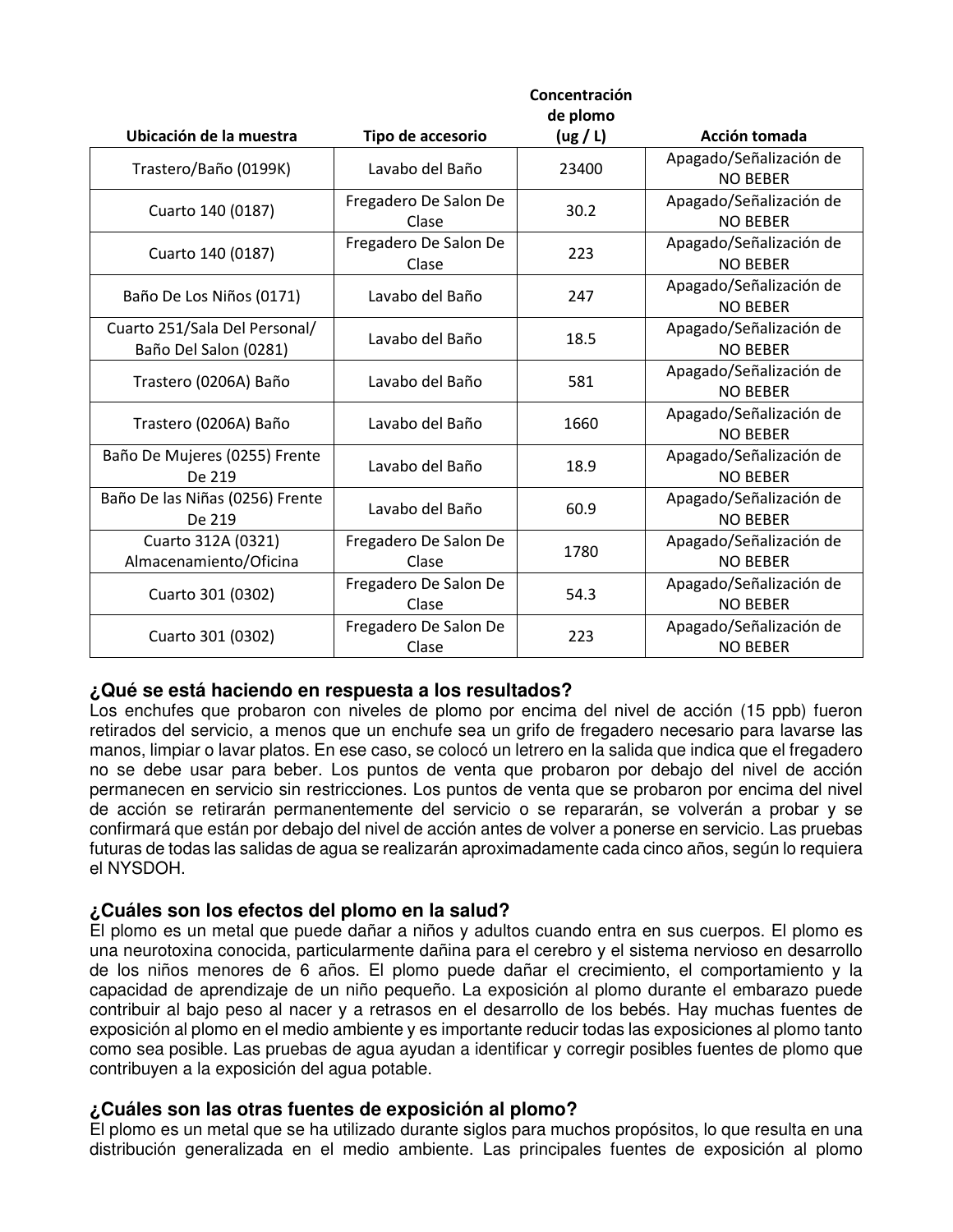| Ubicación de la muestra | Tipo de accesorio | Concentración de plomo (ug / L) | Acción tomada |
|---|---|---|---|
| Trastero/Baño (0199K) | Lavabo del Baño | 23400 | Apagado/Señalización de NO BEBER |
| Cuarto 140 (0187) | Fregadero De Salon De Clase | 30.2 | Apagado/Señalización de NO BEBER |
| Cuarto 140 (0187) | Fregadero De Salon De Clase | 223 | Apagado/Señalización de NO BEBER |
| Baño De Los Niños (0171) | Lavabo del Baño | 247 | Apagado/Señalización de NO BEBER |
| Cuarto 251/Sala Del Personal/ Baño Del Salon (0281) | Lavabo del Baño | 18.5 | Apagado/Señalización de NO BEBER |
| Trastero (0206A) Baño | Lavabo del Baño | 581 | Apagado/Señalización de NO BEBER |
| Trastero (0206A) Baño | Lavabo del Baño | 1660 | Apagado/Señalización de NO BEBER |
| Baño De Mujeres (0255) Frente De 219 | Lavabo del Baño | 18.9 | Apagado/Señalización de NO BEBER |
| Baño De las Niñas (0256) Frente De 219 | Lavabo del Baño | 60.9 | Apagado/Señalización de NO BEBER |
| Cuarto 312A (0321) Almacenamiento/Oficina | Fregadero De Salon De Clase | 1780 | Apagado/Señalización de NO BEBER |
| Cuarto 301 (0302) | Fregadero De Salon De Clase | 54.3 | Apagado/Señalización de NO BEBER |
| Cuarto 301 (0302) | Fregadero De Salon De Clase | 223 | Apagado/Señalización de NO BEBER |

## ¿Qué se está haciendo en respuesta a los resultados?

Los enchufes que probaron con niveles de plomo por encima del nivel de acción (15 ppb) fueron retirados del servicio, a menos que un enchufe sea un grifo de fregadero necesario para lavarse las manos, limpiar o lavar platos. En ese caso, se colocó un letrero en la salida que indica que el fregadero no se debe usar para beber. Los puntos de venta que probaron por debajo del nivel de acción permanecen en servicio sin restricciones. Los puntos de venta que se probaron por encima del nivel de acción se retirarán permanentemente del servicio o se repararán, se volverán a probar y se confirmará que están por debajo del nivel de acción antes de volver a ponerse en servicio. Las pruebas futuras de todas las salidas de agua se realizarán aproximadamente cada cinco años, según lo requiera el NYSDOH.

## ¿Cuáles son los efectos del plomo en la salud?

El plomo es un metal que puede dañar a niños y adultos cuando entra en sus cuerpos. El plomo es una neurotoxina conocida, particularmente dañina para el cerebro y el sistema nervioso en desarrollo de los niños menores de 6 años. El plomo puede dañar el crecimiento, el comportamiento y la capacidad de aprendizaje de un niño pequeño. La exposición al plomo durante el embarazo puede contribuir al bajo peso al nacer y a retrasos en el desarrollo de los bebés. Hay muchas fuentes de exposición al plomo en el medio ambiente y es importante reducir todas las exposiciones al plomo tanto como sea posible. Las pruebas de agua ayudan a identificar y corregir posibles fuentes de plomo que contribuyen a la exposición del agua potable.

## ¿Cuáles son las otras fuentes de exposición al plomo?

El plomo es un metal que se ha utilizado durante siglos para muchos propósitos, lo que resulta en una distribución generalizada en el medio ambiente. Las principales fuentes de exposición al plomo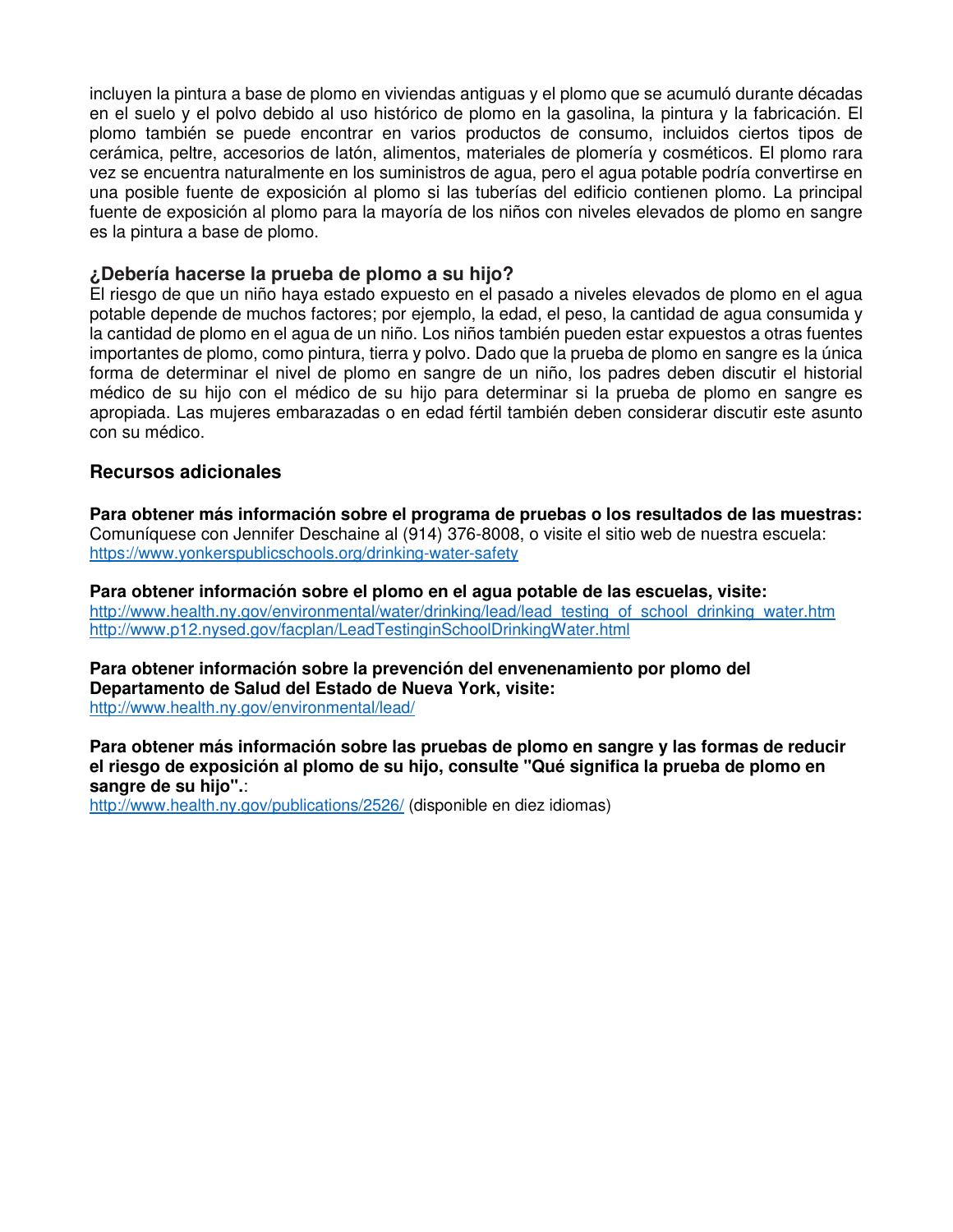incluyen la pintura a base de plomo en viviendas antiguas y el plomo que se acumuló durante décadas en el suelo y el polvo debido al uso histórico de plomo en la gasolina, la pintura y la fabricación. El plomo también se puede encontrar en varios productos de consumo, incluidos ciertos tipos de cerámica, peltre, accesorios de latón, alimentos, materiales de plomería y cosméticos. El plomo rara vez se encuentra naturalmente en los suministros de agua, pero el agua potable podría convertirse en una posible fuente de exposición al plomo si las tuberías del edificio contienen plomo. La principal fuente de exposición al plomo para la mayoría de los niños con niveles elevados de plomo en sangre es la pintura a base de plomo.

## ¿Debería hacerse la prueba de plomo a su hijo?

El riesgo de que un niño haya estado expuesto en el pasado a niveles elevados de plomo en el agua potable depende de muchos factores; por ejemplo, la edad, el peso, la cantidad de agua consumida y la cantidad de plomo en el agua de un niño. Los niños también pueden estar expuestos a otras fuentes importantes de plomo, como pintura, tierra y polvo. Dado que la prueba de plomo en sangre es la única forma de determinar el nivel de plomo en sangre de un niño, los padres deben discutir el historial médico de su hijo con el médico de su hijo para determinar si la prueba de plomo en sangre es apropiada. Las mujeres embarazadas o en edad fértil también deben considerar discutir este asunto con su médico.

## Recursos adicionales

**Para obtener más información sobre el programa de pruebas o los resultados de las muestras:**
Comuníquese con Jennifer Deschaine al (914) 376-8008, o visite el sitio web de nuestra escuela:
https://www.yonkerspublicschools.org/drinking-water-safety

**Para obtener información sobre el plomo en el agua potable de las escuelas, visite:**
http://www.health.ny.gov/environmental/water/drinking/lead/lead_testing_of_school_drinking_water.htm
http://www.p12.nysed.gov/facplan/LeadTestinginSchoolDrinkingWater.html

**Para obtener información sobre la prevención del envenenamiento por plomo del Departamento de Salud del Estado de Nueva York, visite:**
http://www.health.ny.gov/environmental/lead/

**Para obtener más información sobre las pruebas de plomo en sangre y las formas de reducir el riesgo de exposición al plomo de su hijo, consulte "Qué significa la prueba de plomo en sangre de su hijo".**:
http://www.health.ny.gov/publications/2526/ (disponible en diez idiomas)